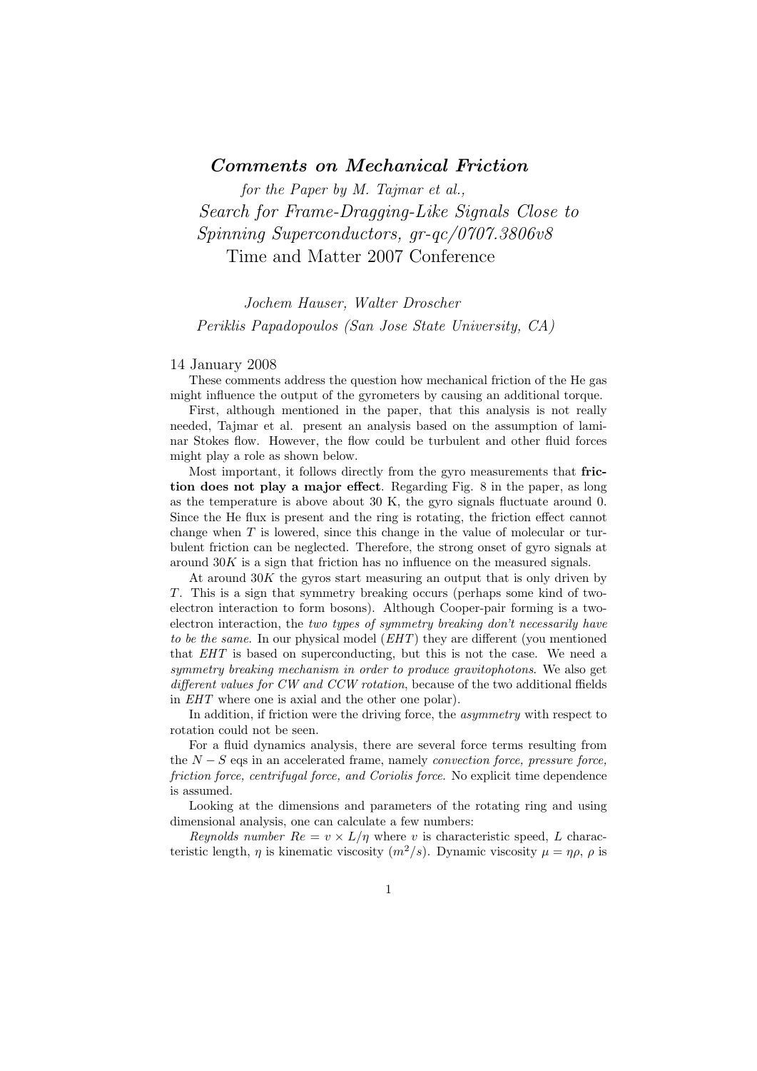# *Comments on Mechanical Friction*

*for the Paper by M. Tajmar et al.,*

*Search for Frame-Dragging-Like Signals Close to Spinning Superconductors, gr-qc/0707.3806v8*

Time and Matter 2007 Conference

*Jochem Hauser, Walter Droscher*

*Periklis Papadopoulos (San Jose State University, CA)*

14 January 2008

These comments address the question how mechanical friction of the He gas might influence the output of the gyrometers by causing an additional torque.

First, although mentioned in the paper, that this analysis is not really needed, Tajmar et al. present an analysis based on the assumption of laminar Stokes flow. However, the flow could be turbulent and other fluid forces might play a role as shown below.

Most important, it follows directly from the gyro measurements that **friction does not play a major effect**. Regarding Fig. 8 in the paper, as long as the temperature is above about 30 K, the gyro signals fluctuate around 0. Since the He flux is present and the ring is rotating, the friction effect cannot change when $T$ is lowered, since this change in the value of molecular or turbulent friction can be neglected. Therefore, the strong onset of gyro signals at around $30K$ is a sign that friction has no influence on the measured signals.

At around $30K$ the gyros start measuring an output that is only driven by $T$. This is a sign that symmetry breaking occurs (perhaps some kind of two-electron interaction to form bosons). Although Cooper-pair forming is a two-electron interaction, the *two types of symmetry breaking don't necessarily have to be the same*. In our physical model (*EHT*) they are different (you mentioned that *EHT* is based on superconducting, but this is not the case. We need a *symmetry breaking mechanism in order to produce gravitophotons*. We also get *different values for CW and CCW rotation*, because of the two additional ffields in *EHT* where one is axial and the other one polar).

In addition, if friction were the driving force, the *asymmetry* with respect to rotation could not be seen.

For a fluid dynamics analysis, there are several force terms resulting from the $N-S$ eqs in an accelerated frame, namely *convection force, pressure force, friction force, centrifugal force, and Coriolis force*. No explicit time dependence is assumed.

Looking at the dimensions and parameters of the rotating ring and using dimensional analysis, one can calculate a few numbers:

*Reynolds number* $Re = v \times L/\eta$ where $v$ is characteristic speed, $L$ characteristic length, $\eta$ is kinematic viscosity ($m^2/s$). Dynamic viscosity $\mu = \eta\rho$, $\rho$ is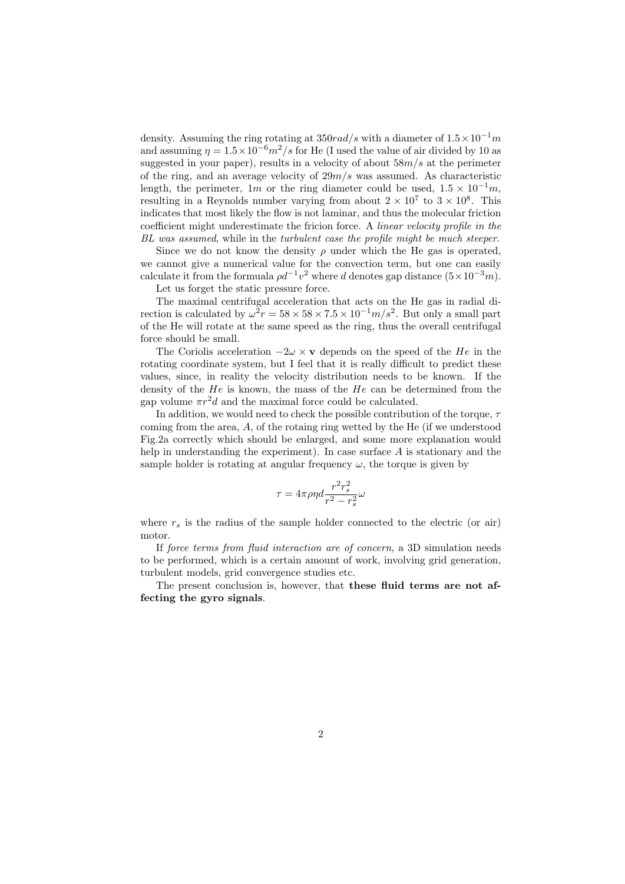density. Assuming the ring rotating at $350 rad/s$ with a diameter of $1.5 \times 10^{-1} m$ and assuming $\eta = 1.5 \times 10^{-6} m^2/s$ for He (I used the value of air divided by 10 as suggested in your paper), results in a velocity of about $58 m/s$ at the perimeter of the ring, and an average velocity of $29 m/s$ was assumed. As characteristic length, the perimeter, $1 m$ or the ring diameter could be used, $1.5 \times 10^{-1} m$, resulting in a Reynolds number varying from about $2 \times 10^7$ to $3 \times 10^8$. This indicates that most likely the flow is not laminar, and thus the molecular friction coefficient might underestimate the fricion force. A *linear velocity profile in the BL was assumed*, while in the *turbulent case the profile might be much steeper.*

Since we do not know the density $\rho$ under which the He gas is operated, we cannot give a numerical value for the convection term, but one can easily calculate it from the formuala $\rho d^{-1} v^2$ where $d$ denotes gap distance ($5 \times 10^{-3} m$).

Let us forget the static pressure force.

The maximal centrifugal acceleration that acts on the He gas in radial direction is calculated by $\omega^2 r = 58 \times 58 \times 7.5 \times 10^{-1} m/s^2$. But only a small part of the He will rotate at the same speed as the ring, thus the overall centrifugal force should be small.

The Coriolis acceleration $-2\omega \times \mathbf{v}$ depends on the speed of the $He$ in the rotating coordinate system, but I feel that it is really difficult to predict these values, since, in reality the velocity distribution needs to be known. If the density of the $He$ is known, the mass of the $He$ can be determined from the gap volume $\pi r^2 d$ and the maximal force could be calculated.

In addition, we would need to check the possible contribution of the torque, $\tau$ coming from the area, $A$, of the rotaing ring wetted by the He (if we understood Fig.2a correctly which should be enlarged, and some more explanation would help in understanding the experiment). In case surface $A$ is stationary and the sample holder is rotating at angular frequency $\omega$, the torque is given by

$$\tau = 4\pi \rho \eta d \frac{r^2 r_s^2}{r^2 - r_s^2} \omega$$

where $r_s$ is the radius of the sample holder connected to the electric (or air) motor.

If *force terms from fluid interaction are of concern*, a 3D simulation needs to be performed, which is a certain amount of work, involving grid generation, turbulent models, grid convergence studies etc.

The present conclusion is, however, that **these fluid terms are not affecting the gyro signals**.